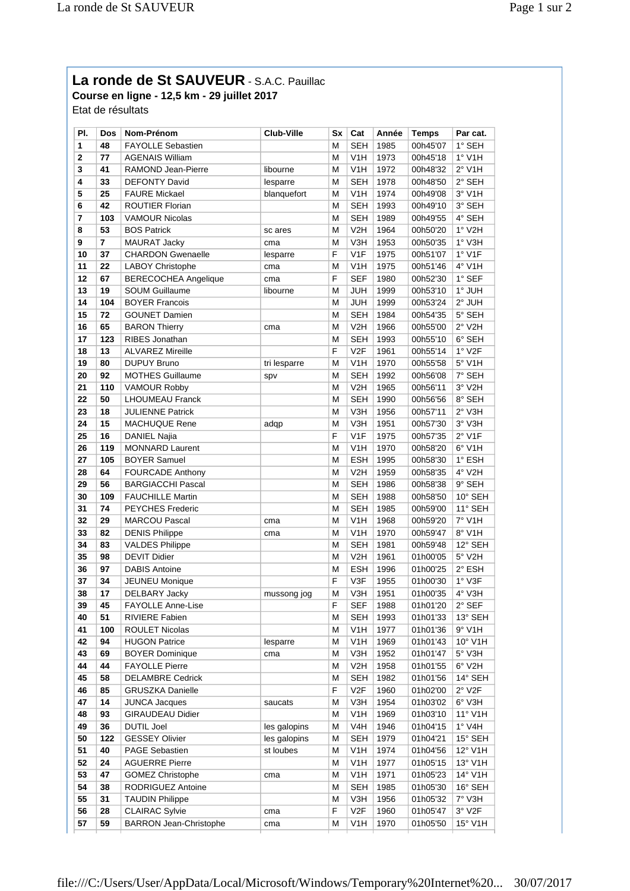# La ronde de St SAUVEUR - S.A.C. Pauillac

**Course en ligne - 12,5 km - 29 juillet 2017**

Etat de résultats

| Pl. | Dos | Nom-Prénom | Club-Ville | Sx | Cat | Année | Temps | Par cat. |
|---|---|---|---|---|---|---|---|---|
| 1 | 48 | FAYOLLE Sebastien | | M | SEH | 1985 | 00h45'07 | 1° SEH |
| 2 | 77 | AGENAIS William | | M | V1H | 1973 | 00h45'18 | 1° V1H |
| 3 | 41 | RAMOND Jean-Pierre | libourne | M | V1H | 1972 | 00h48'32 | 2° V1H |
| 4 | 33 | DEFONTY David | lesparre | M | SEH | 1978 | 00h48'50 | 2° SEH |
| 5 | 25 | FAURE Mickael | blanquefort | M | V1H | 1974 | 00h49'08 | 3° V1H |
| 6 | 42 | ROUTIER Florian | | M | SEH | 1993 | 00h49'10 | 3° SEH |
| 7 | 103 | VAMOUR Nicolas | | M | SEH | 1989 | 00h49'55 | 4° SEH |
| 8 | 53 | BOS Patrick | sc ares | M | V2H | 1964 | 00h50'20 | 1° V2H |
| 9 | 7 | MAURAT Jacky | cma | M | V3H | 1953 | 00h50'35 | 1° V3H |
| 10 | 37 | CHARDON Gwenaelle | lesparre | F | V1F | 1975 | 00h51'07 | 1° V1F |
| 11 | 22 | LABOY Christophe | cma | M | V1H | 1975 | 00h51'46 | 4° V1H |
| 12 | 67 | BERECOCHEA Angelique | cma | F | SEF | 1980 | 00h52'30 | 1° SEF |
| 13 | 19 | SOUM Guillaume | libourne | M | JUH | 1999 | 00h53'10 | 1° JUH |
| 14 | 104 | BOYER Francois | | M | JUH | 1999 | 00h53'24 | 2° JUH |
| 15 | 72 | GOUNET Damien | | M | SEH | 1984 | 00h54'35 | 5° SEH |
| 16 | 65 | BARON Thierry | cma | M | V2H | 1966 | 00h55'00 | 2° V2H |
| 17 | 123 | RIBES Jonathan | | M | SEH | 1993 | 00h55'10 | 6° SEH |
| 18 | 13 | ALVAREZ Mireille | | F | V2F | 1961 | 00h55'14 | 1° V2F |
| 19 | 80 | DUPUY Bruno | tri lesparre | M | V1H | 1970 | 00h55'58 | 5° V1H |
| 20 | 92 | MOTHES Guillaume | spv | M | SEH | 1992 | 00h56'08 | 7° SEH |
| 21 | 110 | VAMOUR Robby | | M | V2H | 1965 | 00h56'11 | 3° V2H |
| 22 | 50 | LHOUMEAU Franck | | M | SEH | 1990 | 00h56'56 | 8° SEH |
| 23 | 18 | JULIENNE Patrick | | M | V3H | 1956 | 00h57'11 | 2° V3H |
| 24 | 15 | MACHUQUE Rene | adqp | M | V3H | 1951 | 00h57'30 | 3° V3H |
| 25 | 16 | DANIEL Najia | | F | V1F | 1975 | 00h57'35 | 2° V1F |
| 26 | 119 | MONNARD Laurent | | M | V1H | 1970 | 00h58'20 | 6° V1H |
| 27 | 105 | BOYER Samuel | | M | ESH | 1995 | 00h58'30 | 1° ESH |
| 28 | 64 | FOURCADE Anthony | | M | V2H | 1959 | 00h58'35 | 4° V2H |
| 29 | 56 | BARGIACCHI Pascal | | M | SEH | 1986 | 00h58'38 | 9° SEH |
| 30 | 109 | FAUCHILLE Martin | | M | SEH | 1988 | 00h58'50 | 10° SEH |
| 31 | 74 | PEYCHES Frederic | | M | SEH | 1985 | 00h59'00 | 11° SEH |
| 32 | 29 | MARCOU Pascal | cma | M | V1H | 1968 | 00h59'20 | 7° V1H |
| 33 | 82 | DENIS Philippe | cma | M | V1H | 1970 | 00h59'47 | 8° V1H |
| 34 | 83 | VALDES Philippe | | M | SEH | 1981 | 00h59'48 | 12° SEH |
| 35 | 98 | DEVIT Didier | | M | V2H | 1961 | 01h00'05 | 5° V2H |
| 36 | 97 | DABIS Antoine | | M | ESH | 1996 | 01h00'25 | 2° ESH |
| 37 | 34 | JEUNEU Monique | | F | V3F | 1955 | 01h00'30 | 1° V3F |
| 38 | 17 | DELBARY Jacky | mussong jog | M | V3H | 1951 | 01h00'35 | 4° V3H |
| 39 | 45 | FAYOLLE Anne-Lise | | F | SEF | 1988 | 01h01'20 | 2° SEF |
| 40 | 51 | RIVIERE Fabien | | M | SEH | 1993 | 01h01'33 | 13° SEH |
| 41 | 100 | ROULET Nicolas | | M | V1H | 1977 | 01h01'36 | 9° V1H |
| 42 | 94 | HUGON Patrice | lesparre | M | V1H | 1969 | 01h01'43 | 10° V1H |
| 43 | 69 | BOYER Dominique | cma | M | V3H | 1952 | 01h01'47 | 5° V3H |
| 44 | 44 | FAYOLLE Pierre | | M | V2H | 1958 | 01h01'55 | 6° V2H |
| 45 | 58 | DELAMBRE Cedrick | | M | SEH | 1982 | 01h01'56 | 14° SEH |
| 46 | 85 | GRUSZKA Danielle | | F | V2F | 1960 | 01h02'00 | 2° V2F |
| 47 | 14 | JUNCA Jacques | saucats | M | V3H | 1954 | 01h03'02 | 6° V3H |
| 48 | 93 | GIRAUDEAU Didier | | M | V1H | 1969 | 01h03'10 | 11° V1H |
| 49 | 36 | DUTIL Joel | les galopins | M | V4H | 1946 | 01h04'15 | 1° V4H |
| 50 | 122 | GESSEY Olivier | les galopins | M | SEH | 1979 | 01h04'21 | 15° SEH |
| 51 | 40 | PAGE Sebastien | st loubes | M | V1H | 1974 | 01h04'56 | 12° V1H |
| 52 | 24 | AGUERRE Pierre | | M | V1H | 1977 | 01h05'15 | 13° V1H |
| 53 | 47 | GOMEZ Christophe | cma | M | V1H | 1971 | 01h05'23 | 14° V1H |
| 54 | 38 | RODRIGUEZ Antoine | | M | SEH | 1985 | 01h05'30 | 16° SEH |
| 55 | 31 | TAUDIN Philippe | | M | V3H | 1956 | 01h05'32 | 7° V3H |
| 56 | 28 | CLAIRAC Sylvie | cma | F | V2F | 1960 | 01h05'47 | 3° V2F |
| 57 | 59 | BARRON Jean-Christophe | cma | M | V1H | 1970 | 01h05'50 | 15° V1H |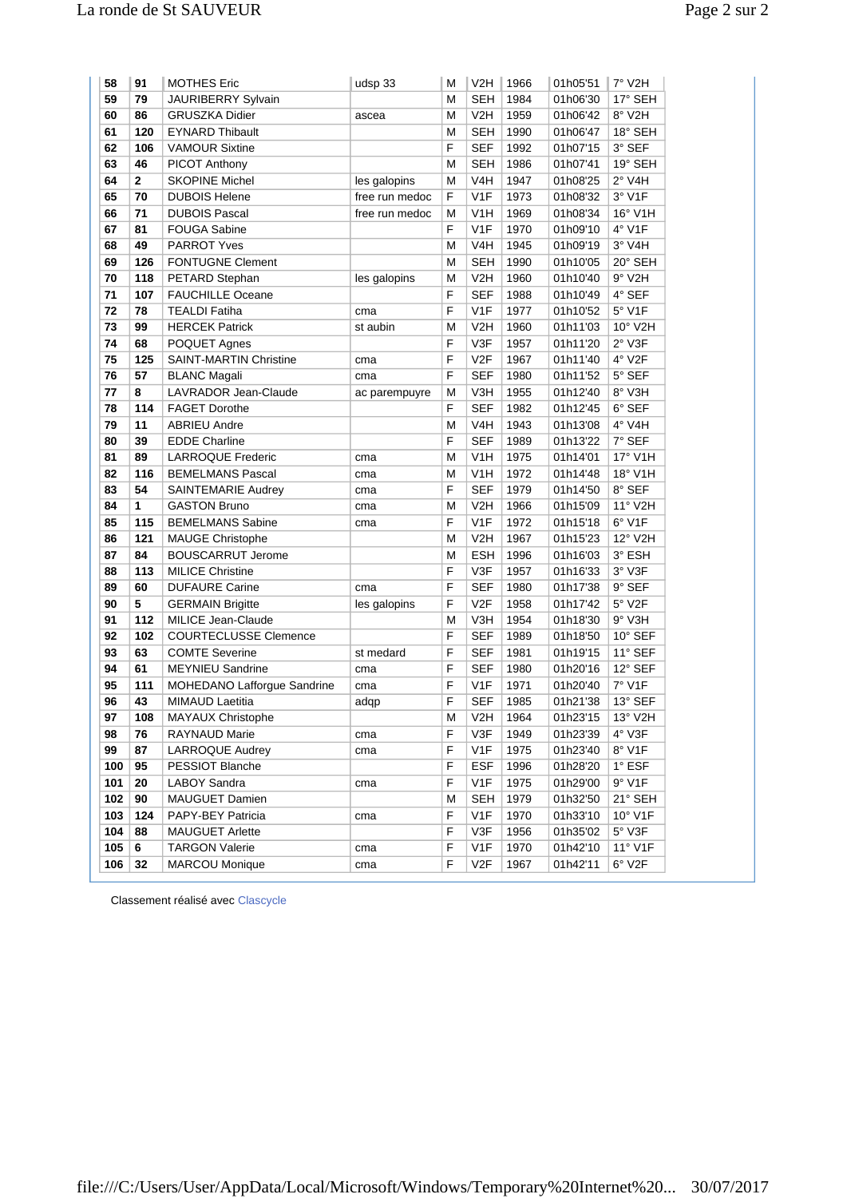| | | | | | | | | |
|---|---|---|---|---|---|---|---|---|
| 58 | 91 | MOTHES Eric | udsp 33 | M | V2H | 1966 | 01h05'51 | 7° V2H |
| 59 | 79 | JAURIBERRY Sylvain | | M | SEH | 1984 | 01h06'30 | 17° SEH |
| 60 | 86 | GRUSZKA Didier | ascea | M | V2H | 1959 | 01h06'42 | 8° V2H |
| 61 | 120 | EYNARD Thibault | | M | SEH | 1990 | 01h06'47 | 18° SEH |
| 62 | 106 | VAMOUR Sixtine | | F | SEF | 1992 | 01h07'15 | 3° SEF |
| 63 | 46 | PICOT Anthony | | M | SEH | 1986 | 01h07'41 | 19° SEH |
| 64 | 2 | SKOPINE Michel | les galopins | M | V4H | 1947 | 01h08'25 | 2° V4H |
| 65 | 70 | DUBOIS Helene | free run medoc | F | V1F | 1973 | 01h08'32 | 3° V1F |
| 66 | 71 | DUBOIS Pascal | free run medoc | M | V1H | 1969 | 01h08'34 | 16° V1H |
| 67 | 81 | FOUGA Sabine | | F | V1F | 1970 | 01h09'10 | 4° V1F |
| 68 | 49 | PARROT Yves | | M | V4H | 1945 | 01h09'19 | 3° V4H |
| 69 | 126 | FONTUGNE Clement | | M | SEH | 1990 | 01h10'05 | 20° SEH |
| 70 | 118 | PETARD Stephan | les galopins | M | V2H | 1960 | 01h10'40 | 9° V2H |
| 71 | 107 | FAUCHILLE Oceane | | F | SEF | 1988 | 01h10'49 | 4° SEF |
| 72 | 78 | TEALDI Fatiha | cma | F | V1F | 1977 | 01h10'52 | 5° V1F |
| 73 | 99 | HERCEK Patrick | st aubin | M | V2H | 1960 | 01h11'03 | 10° V2H |
| 74 | 68 | POQUET Agnes | | F | V3F | 1957 | 01h11'20 | 2° V3F |
| 75 | 125 | SAINT-MARTIN Christine | cma | F | V2F | 1967 | 01h11'40 | 4° V2F |
| 76 | 57 | BLANC Magali | cma | F | SEF | 1980 | 01h11'52 | 5° SEF |
| 77 | 8 | LAVRADOR Jean-Claude | ac parempuyre | M | V3H | 1955 | 01h12'40 | 8° V3H |
| 78 | 114 | FAGET Dorothe | | F | SEF | 1982 | 01h12'45 | 6° SEF |
| 79 | 11 | ABRIEU Andre | | M | V4H | 1943 | 01h13'08 | 4° V4H |
| 80 | 39 | EDDE Charline | | F | SEF | 1989 | 01h13'22 | 7° SEF |
| 81 | 89 | LARROQUE Frederic | cma | M | V1H | 1975 | 01h14'01 | 17° V1H |
| 82 | 116 | BEMELMANS Pascal | cma | M | V1H | 1972 | 01h14'48 | 18° V1H |
| 83 | 54 | SAINTEMARIE Audrey | cma | F | SEF | 1979 | 01h14'50 | 8° SEF |
| 84 | 1 | GASTON Bruno | cma | M | V2H | 1966 | 01h15'09 | 11° V2H |
| 85 | 115 | BEMELMANS Sabine | cma | F | V1F | 1972 | 01h15'18 | 6° V1F |
| 86 | 121 | MAUGE Christophe | | M | V2H | 1967 | 01h15'23 | 12° V2H |
| 87 | 84 | BOUSCARRUT Jerome | | M | ESH | 1996 | 01h16'03 | 3° ESH |
| 88 | 113 | MILICE Christine | | F | V3F | 1957 | 01h16'33 | 3° V3F |
| 89 | 60 | DUFAURE Carine | cma | F | SEF | 1980 | 01h17'38 | 9° SEF |
| 90 | 5 | GERMAIN Brigitte | les galopins | F | V2F | 1958 | 01h17'42 | 5° V2F |
| 91 | 112 | MILICE Jean-Claude | | M | V3H | 1954 | 01h18'30 | 9° V3H |
| 92 | 102 | COURTECLUSSE Clemence | | F | SEF | 1989 | 01h18'50 | 10° SEF |
| 93 | 63 | COMTE Severine | st medard | F | SEF | 1981 | 01h19'15 | 11° SEF |
| 94 | 61 | MEYNIEU Sandrine | cma | F | SEF | 1980 | 01h20'16 | 12° SEF |
| 95 | 111 | MOHEDANO Lafforgue Sandrine | cma | F | V1F | 1971 | 01h20'40 | 7° V1F |
| 96 | 43 | MIMAUD Laetitia | adqp | F | SEF | 1985 | 01h21'38 | 13° SEF |
| 97 | 108 | MAYAUX Christophe | | M | V2H | 1964 | 01h23'15 | 13° V2H |
| 98 | 76 | RAYNAUD Marie | cma | F | V3F | 1949 | 01h23'39 | 4° V3F |
| 99 | 87 | LARROQUE Audrey | cma | F | V1F | 1975 | 01h23'40 | 8° V1F |
| 100 | 95 | PESSIOT Blanche | | F | ESF | 1996 | 01h28'20 | 1° ESF |
| 101 | 20 | LABOY Sandra | cma | F | V1F | 1975 | 01h29'00 | 9° V1F |
| 102 | 90 | MAUGUET Damien | | M | SEH | 1979 | 01h32'50 | 21° SEH |
| 103 | 124 | PAPY-BEY Patricia | cma | F | V1F | 1970 | 01h33'10 | 10° V1F |
| 104 | 88 | MAUGUET Arlette | | F | V3F | 1956 | 01h35'02 | 5° V3F |
| 105 | 6 | TARGON Valerie | cma | F | V1F | 1970 | 01h42'10 | 11° V1F |
| 106 | 32 | MARCOU Monique | cma | F | V2F | 1967 | 01h42'11 | 6° V2F |

Classement réalisé avec Clascycle